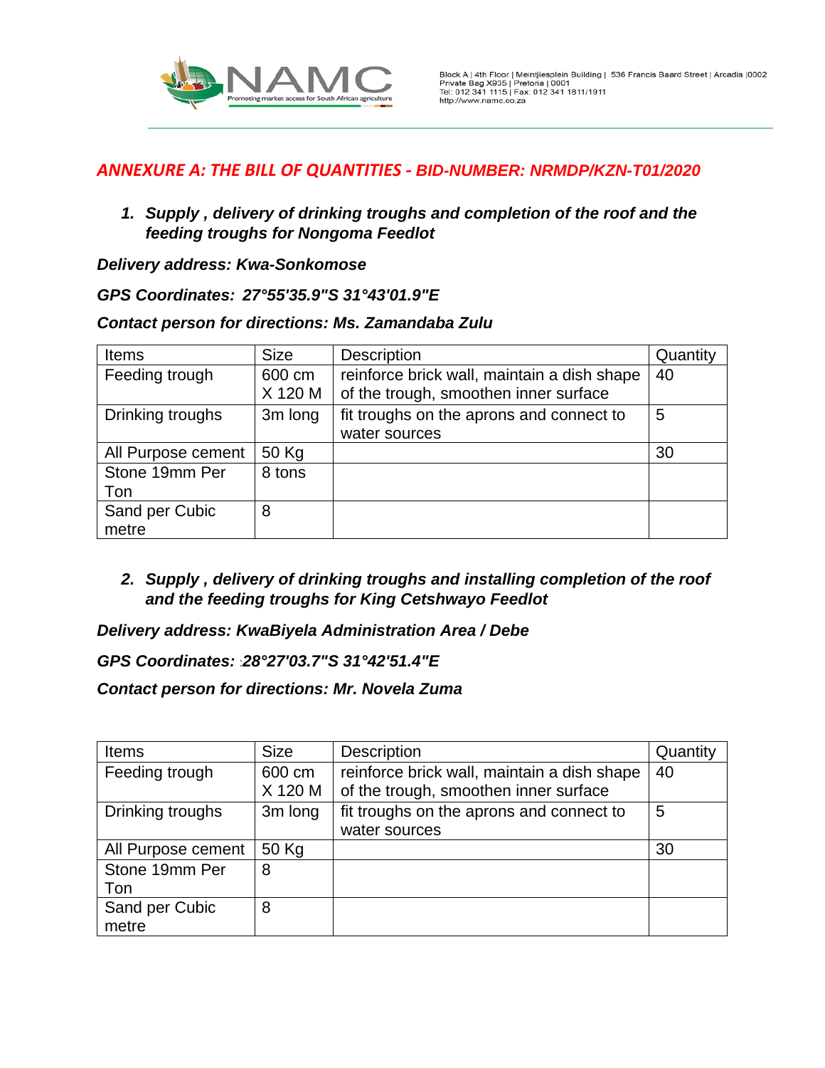## *ANNEXURE A: THE BILL OF QUANTITIES - BID-NUMBER: NRMDP/KZN-T01/2020*

1. ***Supply , delivery of drinking troughs and completion of the roof and the feeding troughs for Nongoma Feedlot***

***Delivery address: Kwa-Sonkomose***

***GPS Coordinates: 27°55'35.9"S 31°43'01.9"E***

***Contact person for directions: Ms. Zamandaba Zulu***

| Items | Size | Description | Quantity |
|---|---|---|---|
| Feeding trough | 600 cm X 120 M | reinforce brick wall, maintain a dish shape of the trough, smoothen inner surface | 40 |
| Drinking troughs | 3m long | fit troughs on the aprons and connect to water sources | 5 |
| All Purpose cement | 50 Kg | | 30 |
| Stone 19mm Per Ton | 8 tons | | |
| Sand per Cubic metre | 8 | | |

2. ***Supply , delivery of drinking troughs and installing completion of the roof and the feeding troughs for King Cetshwayo Feedlot***

***Delivery address: KwaBiyela Administration Area / Debe***

***GPS Coordinates: 28°27'03.7"S 31°42'51.4"E***

***Contact person for directions: Mr. Novela Zuma***

| Items | Size | Description | Quantity |
|---|---|---|---|
| Feeding trough | 600 cm X 120 M | reinforce brick wall, maintain a dish shape of the trough, smoothen inner surface | 40 |
| Drinking troughs | 3m long | fit troughs on the aprons and connect to water sources | 5 |
| All Purpose cement | 50 Kg | | 30 |
| Stone 19mm Per Ton | 8 | | |
| Sand per Cubic metre | 8 | | |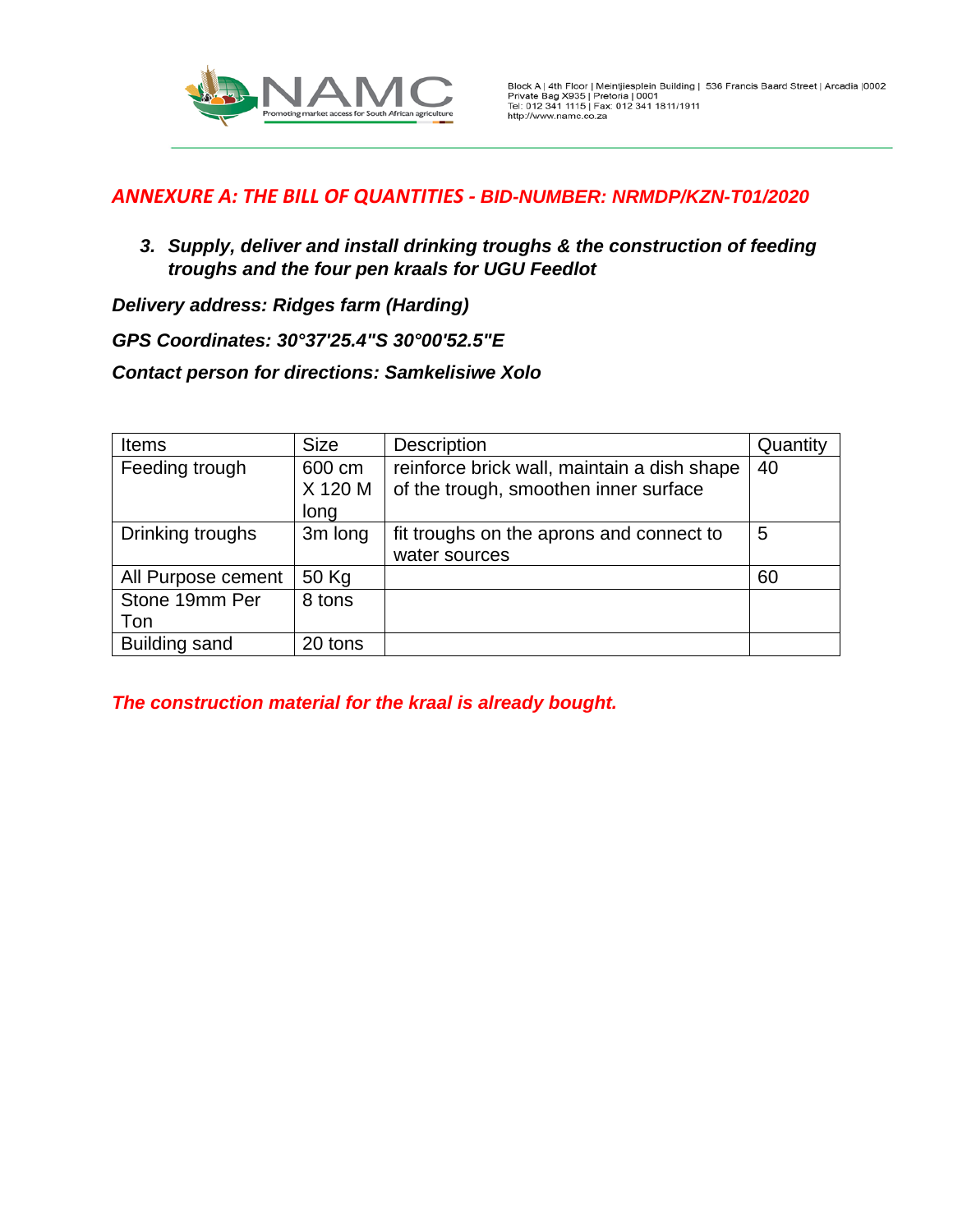## *ANNEXURE A: THE BILL OF QUANTITIES - BID-NUMBER: NRMDP/KZN-T01/2020*

***3. Supply, deliver and install drinking troughs & the construction of feeding troughs and the four pen kraals for UGU Feedlot***

***Delivery address: Ridges farm (Harding)***

***GPS Coordinates: 30°37'25.4"S 30°00'52.5"E***

***Contact person for directions: Samkelisiwe Xolo***

| Items | Size | Description | Quantity |
|---|---|---|---|
| Feeding trough | 600 cm X 120 M long | reinforce brick wall, maintain a dish shape of the trough, smoothen inner surface | 40 |
| Drinking troughs | 3m long | fit troughs on the aprons and connect to water sources | 5 |
| All Purpose cement | 50 Kg | | 60 |
| Stone 19mm Per Ton | 8 tons | | |
| Building sand | 20 tons | | |

***The construction material for the kraal is already bought.***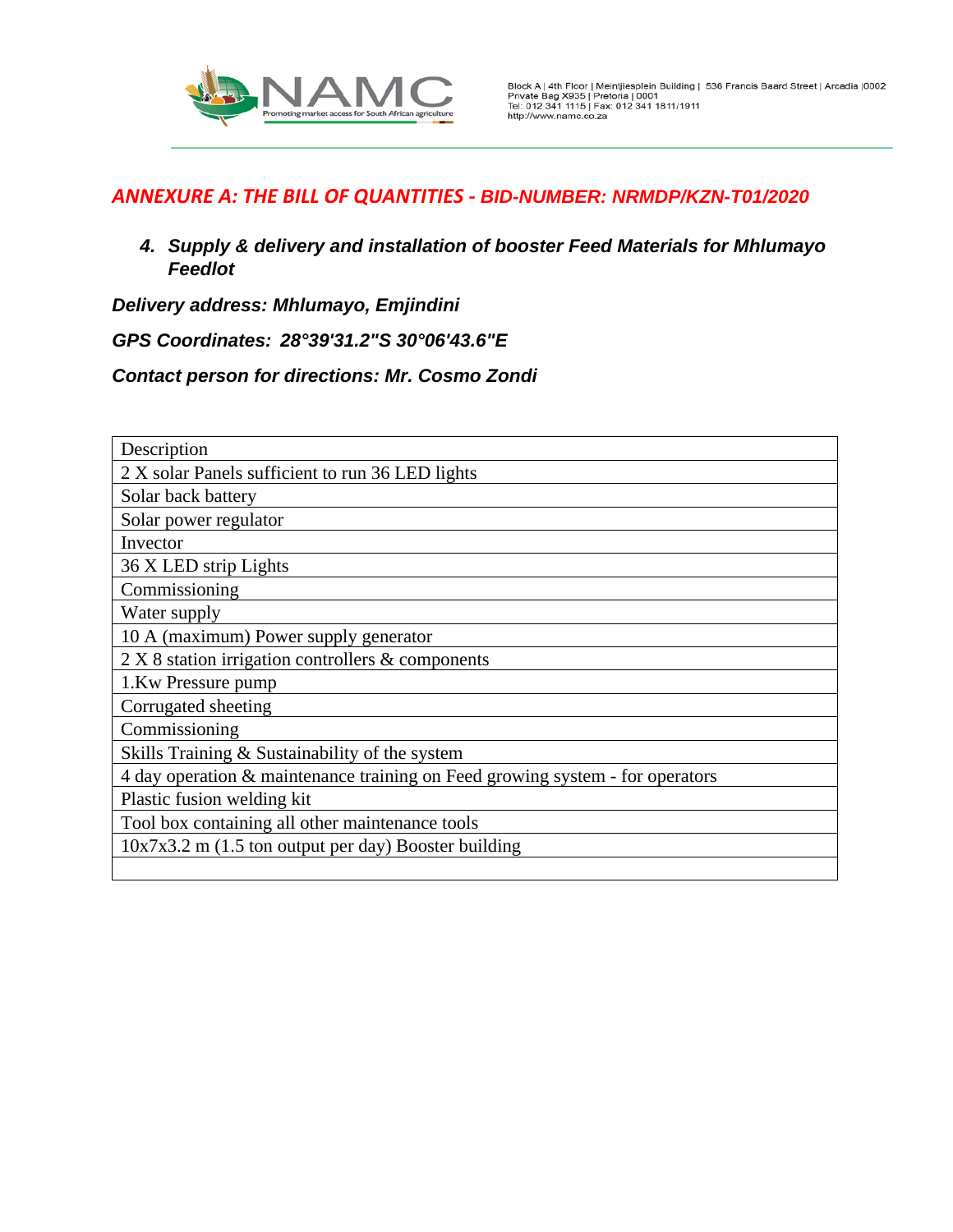## ANNEXURE A: THE BILL OF QUANTITIES - BID-NUMBER: NRMDP/KZN-T01/2020

### *4. Supply & delivery and installation of booster Feed Materials for Mhlumayo Feedlot*

***Delivery address: Mhlumayo, Emjindini***

***GPS Coordinates: 28°39'31.2"S 30°06'43.6"E***

***Contact person for directions: Mr. Cosmo Zondi***

| Description |
|---|
| 2 X solar Panels sufficient to run 36 LED lights |
| Solar back battery |
| Solar power regulator |
| Invector |
| 36 X LED strip Lights |
| Commissioning |
| Water supply |
| 10 A (maximum) Power supply generator |
| 2 X 8 station irrigation controllers & components |
| 1.Kw Pressure pump |
| Corrugated sheeting |
| Commissioning |
| Skills Training & Sustainability of the system |
| 4 day operation & maintenance training on Feed growing system - for operators |
| Plastic fusion welding kit |
| Tool box containing all other maintenance tools |
| 10x7x3.2 m (1.5 ton output per day) Booster building |
| |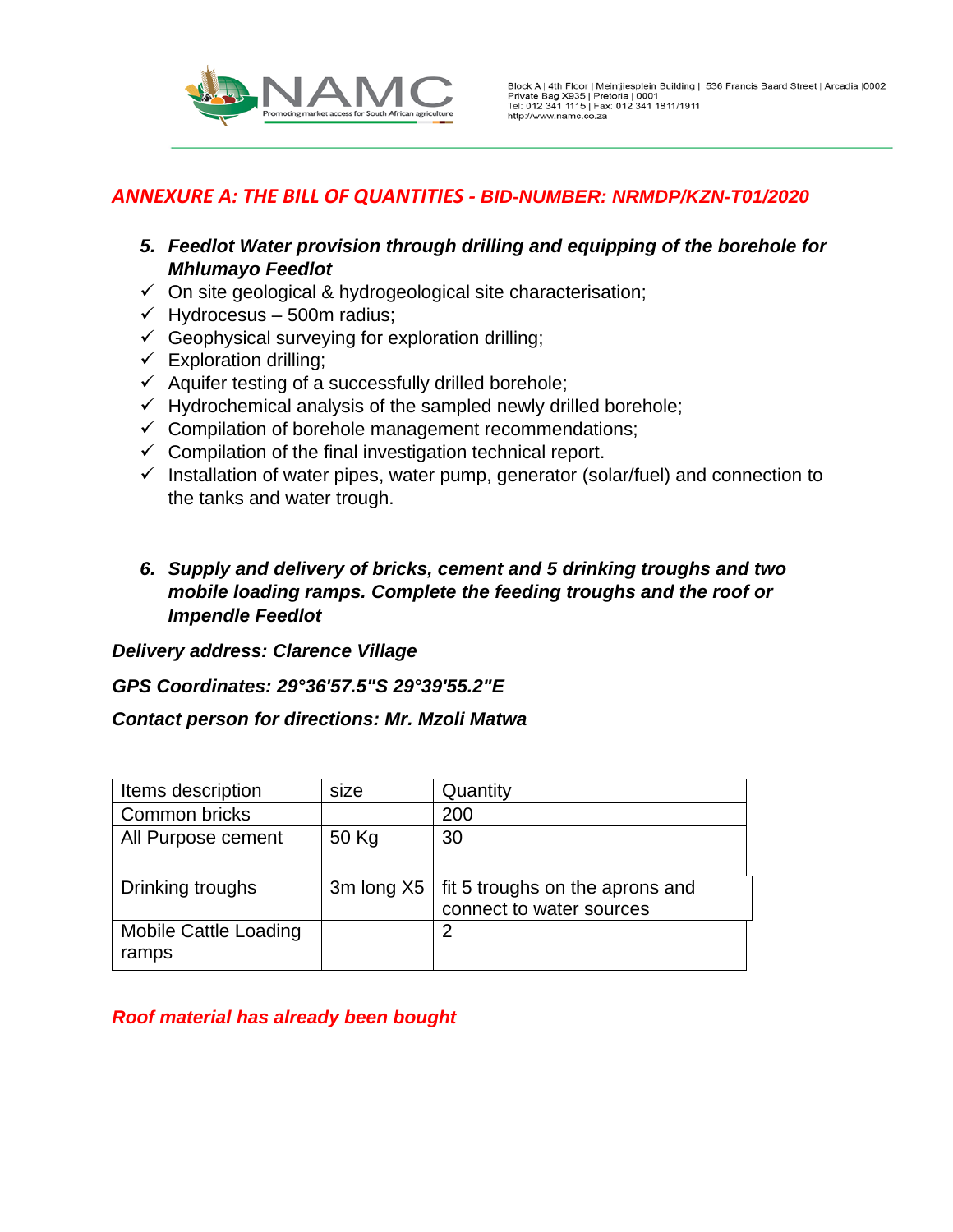## *ANNEXURE A: THE BILL OF QUANTITIES - BID-NUMBER: NRMDP/KZN-T01/2020*

5. ***Feedlot Water provision through drilling and equipping of the borehole for Mhlumayo Feedlot***

- ✓ On site geological & hydrogeological site characterisation;
- ✓ Hydrocesus – 500m radius;
- ✓ Geophysical surveying for exploration drilling;
- ✓ Exploration drilling;
- ✓ Aquifer testing of a successfully drilled borehole;
- ✓ Hydrochemical analysis of the sampled newly drilled borehole;
- ✓ Compilation of borehole management recommendations;
- ✓ Compilation of the final investigation technical report.
- ✓ Installation of water pipes, water pump, generator (solar/fuel) and connection to the tanks and water trough.

6. ***Supply and delivery of bricks, cement and 5 drinking troughs and two mobile loading ramps. Complete the feeding troughs and the roof or Impendle Feedlot***

***Delivery address: Clarence Village***

***GPS Coordinates: 29°36'57.5"S 29°39'55.2"E***

***Contact person for directions: Mr. Mzoli Matwa***

| Items description | size | Quantity |
|---|---|---|
| Common bricks | | 200 |
| All Purpose cement | 50 Kg | 30 |
| Drinking troughs | 3m long X5 | fit 5 troughs on the aprons and connect to water sources |
| Mobile Cattle Loading ramps | | 2 |

***Roof material has already been bought***